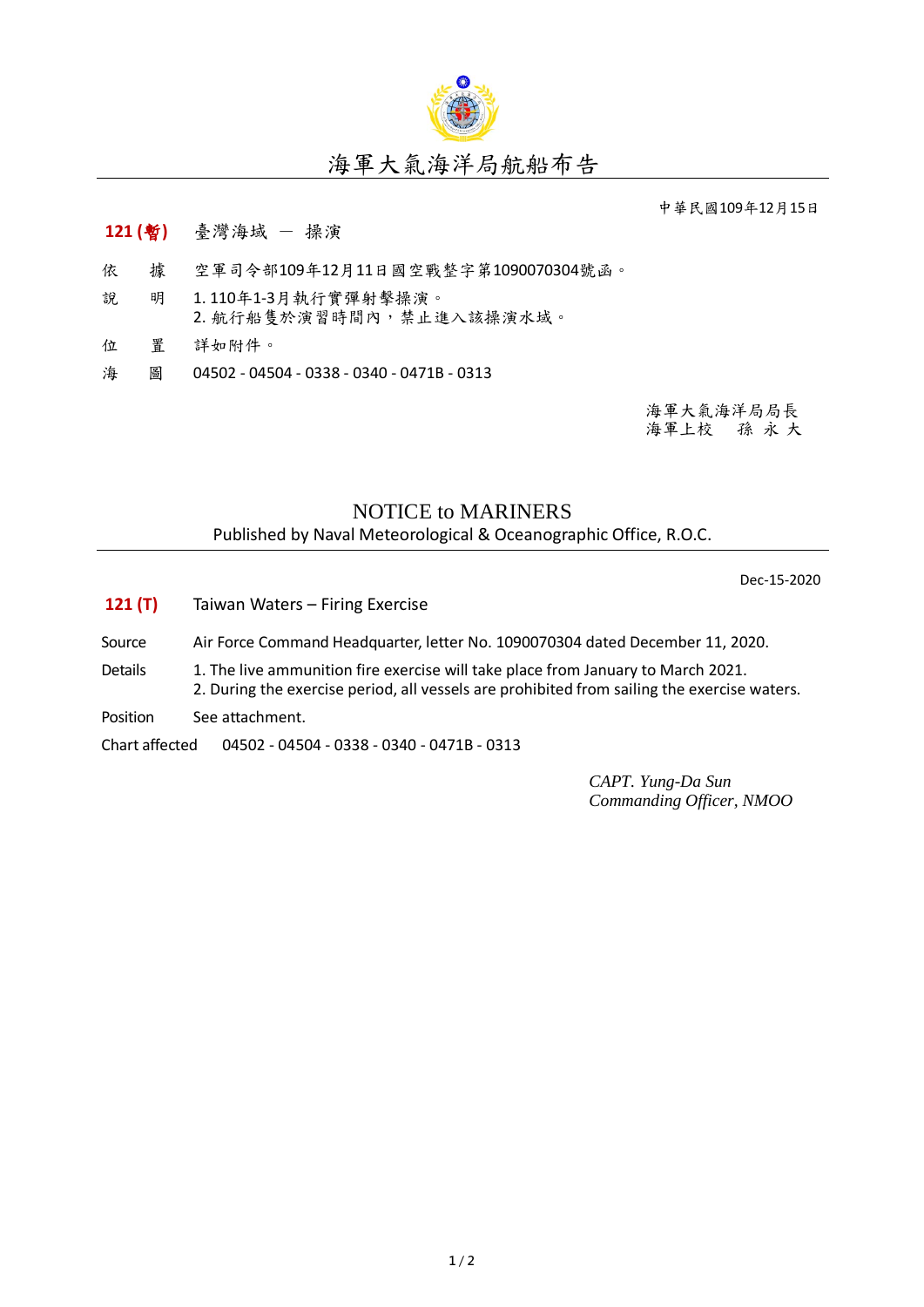# 海軍大氣海洋局航船布告

中華民國109年12月15日

**121 (暫)** 臺灣海域 － 操演

依　　據　空軍司令部109年12月11日國空戰整字第1090070304號函。

說　　明　1. 110年1-3月執行實彈射擊操演。
　　　　　2. 航行船隻於演習時間內，禁止進入該操演水域。

位　　置　詳如附件。

海　　圖　04502 - 04504 - 0338 - 0340 - 0471B - 0313

海軍大氣海洋局局長
海軍上校　孫 永 大

# NOTICE to MARINERS

Published by Naval Meteorological & Oceanographic Office, R.O.C.

Dec-15-2020

**121 (T)** Taiwan Waters – Firing Exercise

Source　Air Force Command Headquarter, letter No. 1090070304 dated December 11, 2020.

Details　1. The live ammunition fire exercise will take place from January to March 2021.
　　　　2. During the exercise period, all vessels are prohibited from sailing the exercise waters.

Position　See attachment.

Chart affected　04502 - 04504 - 0338 - 0340 - 0471B - 0313

*CAPT. Yung-Da Sun*
*Commanding Officer, NMOO*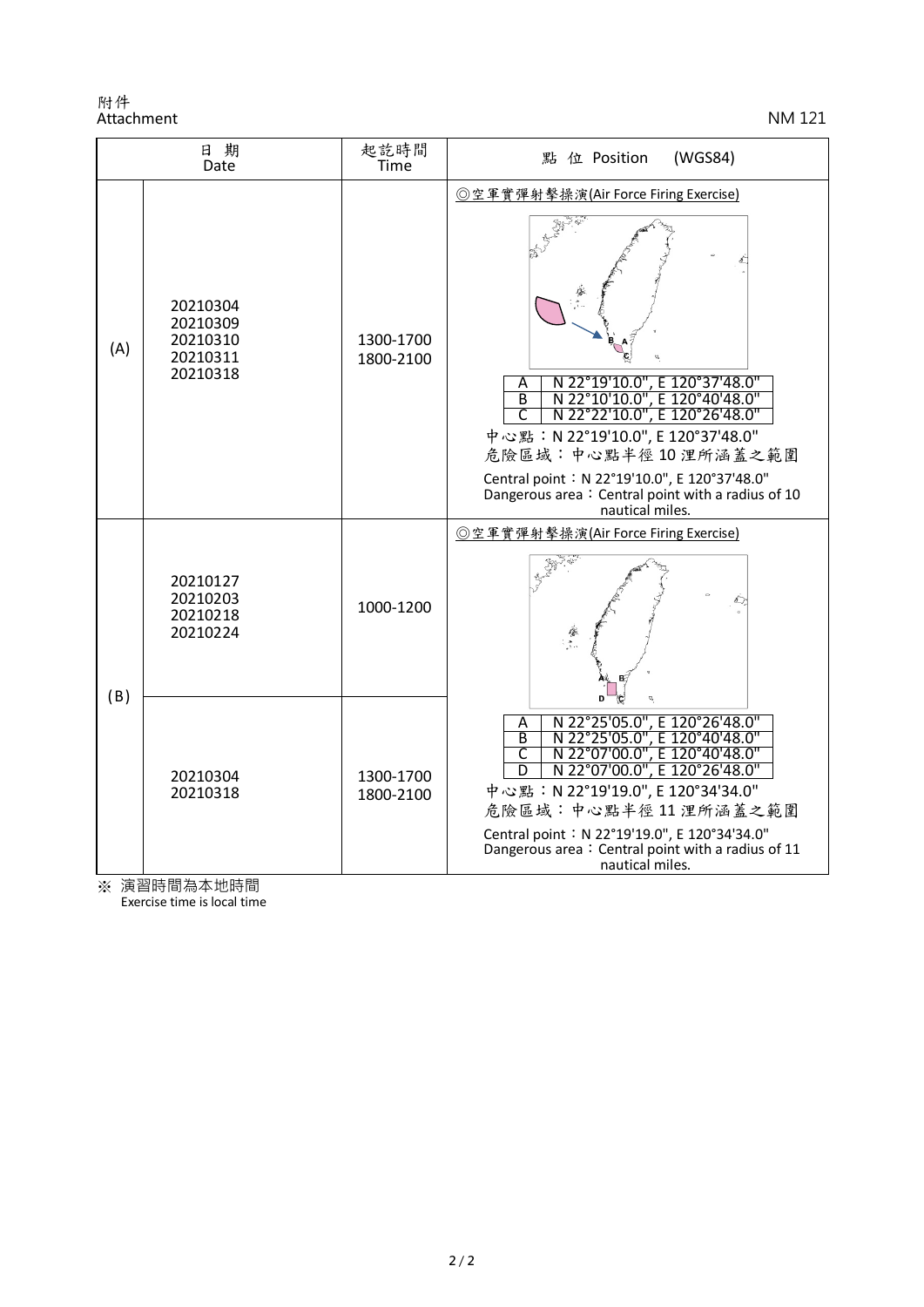附件
Attachment

NM 121

| | 日 期<br>Date | 起訖時間<br>Time | 點 位 Position (WGS84) |
|---|---|---|---|
| (A) | 20210304<br>20210309<br>20210310<br>20210311<br>20210318 | 1300-1700<br>1800-2100 | ◎空軍實彈射擊操演(Air Force Firing Exercise)<br>A: N 22°19'10.0", E 120°37'48.0"<br>B: N 22°10'10.0", E 120°40'48.0"<br>C: N 22°22'10.0", E 120°26'48.0"<br>中心點：N 22°19'10.0", E 120°37'48.0"<br>危險區域：中心點半徑 10 浬所涵蓋之範圍<br>Central point：N 22°19'10.0", E 120°37'48.0"<br>Dangerous area：Central point with a radius of 10 nautical miles. |
| (B) | 20210127<br>20210203<br>20210218<br>20210224 | 1000-1200 | ◎空軍實彈射擊操演(Air Force Firing Exercise)<br>A: N 22°25'05.0", E 120°26'48.0"<br>B: N 22°25'05.0", E 120°40'48.0"<br>C: N 22°07'00.0", E 120°40'48.0"<br>D: N 22°07'00.0", E 120°26'48.0"<br>中心點：N 22°19'19.0", E 120°34'34.0"<br>危險區域：中心點半徑 11 浬所涵蓋之範圍<br>Central point：N 22°19'19.0", E 120°34'34.0"<br>Dangerous area：Central point with a radius of 11 nautical miles. |
| | 20210304<br>20210318 | 1300-1700<br>1800-2100 | |

※ 演習時間為本地時間
Exercise time is local time